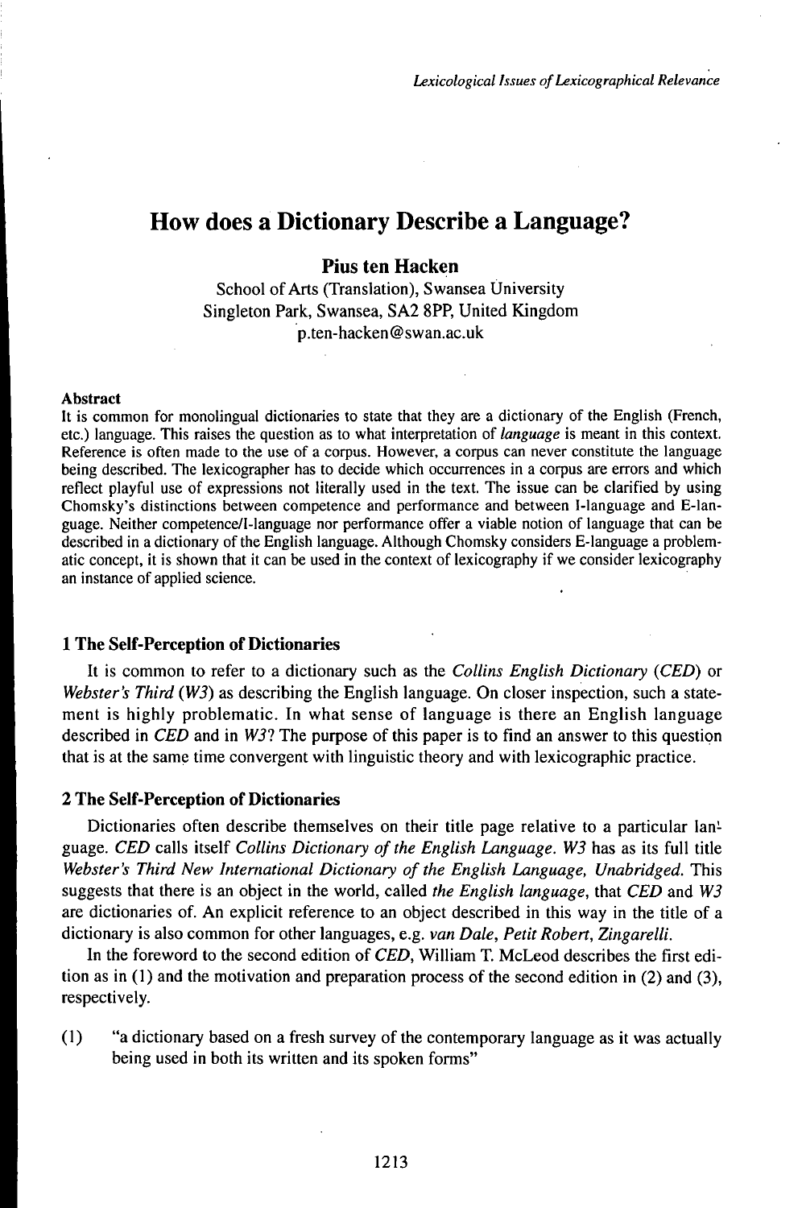# How does a Dictionary Describe a Language?

**Pius ten Hacken**

School of Arts (Translation), Swansea University
Singleton Park, Swansea, SA2 8PP, United Kingdom
p.ten-hacken@swan.ac.uk

**Abstract**

It is common for monolingual dictionaries to state that they are a dictionary of the English (French, etc.) language. This raises the question as to what interpretation of *language* is meant in this context. Reference is often made to the use of a corpus. However, a corpus can never constitute the language being described. The lexicographer has to decide which occurrences in a corpus are errors and which reflect playful use of expressions not literally used in the text. The issue can be clarified by using Chomsky's distinctions between competence and performance and between I-language and E-language. Neither competence/I-language nor performance offer a viable notion of language that can be described in a dictionary of the English language. Although Chomsky considers E-language a problematic concept, it is shown that it can be used in the context of lexicography if we consider lexicography an instance of applied science.

## 1 The Self-Perception of Dictionaries

It is common to refer to a dictionary such as the *Collins English Dictionary* (*CED*) or *Webster's Third* (*W3*) as describing the English language. On closer inspection, such a statement is highly problematic. In what sense of language is there an English language described in *CED* and in *W3*? The purpose of this paper is to find an answer to this question that is at the same time convergent with linguistic theory and with lexicographic practice.

## 2 The Self-Perception of Dictionaries

Dictionaries often describe themselves on their title page relative to a particular language. *CED* calls itself *Collins Dictionary of the English Language*. *W3* has as its full title *Webster's Third New International Dictionary of the English Language, Unabridged*. This suggests that there is an object in the world, called *the English language*, that *CED* and *W3* are dictionaries of. An explicit reference to an object described in this way in the title of a dictionary is also common for other languages, e.g. *van Dale*, *Petit Robert*, *Zingarelli*.

In the foreword to the second edition of *CED*, William T. McLeod describes the first edition as in (1) and the motivation and preparation process of the second edition in (2) and (3), respectively.

(1) "a dictionary based on a fresh survey of the contemporary language as it was actually being used in both its written and its spoken forms"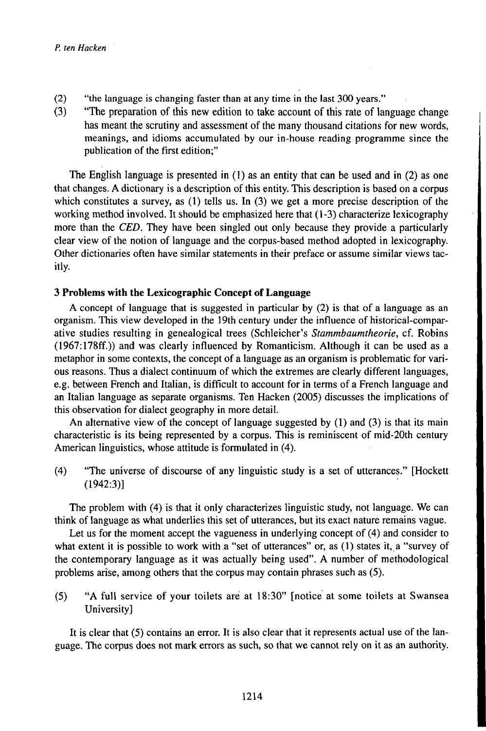(2) "the language is changing faster than at any time in the last 300 years."

(3) "The preparation of this new edition to take account of this rate of language change has meant the scrutiny and assessment of the many thousand citations for new words, meanings, and idioms accumulated by our in-house reading programme since the publication of the first edition;"

The English language is presented in (1) as an entity that can be used and in (2) as one that changes. A dictionary is a description of this entity. This description is based on a corpus which constitutes a survey, as (1) tells us. In (3) we get a more precise description of the working method involved. It should be emphasized here that (1-3) characterize lexicography more than the *CED*. They have been singled out only because they provide a particularly clear view of the notion of language and the corpus-based method adopted in lexicography. Other dictionaries often have similar statements in their preface or assume similar views tacitly.

### 3 Problems with the Lexicographic Concept of Language

A concept of language that is suggested in particular by (2) is that of a language as an organism. This view developed in the 19th century under the influence of historical-comparative studies resulting in genealogical trees (Schleicher's *Stammbaumtheorie*, cf. Robins (1967:178ff.)) and was clearly influenced by Romanticism. Although it can be used as a metaphor in some contexts, the concept of a language as an organism is problematic for various reasons. Thus a dialect continuum of which the extremes are clearly different languages, e.g. between French and Italian, is difficult to account for in terms of a French language and an Italian language as separate organisms. Ten Hacken (2005) discusses the implications of this observation for dialect geography in more detail.

An alternative view of the concept of language suggested by (1) and (3) is that its main characteristic is its being represented by a corpus. This is reminiscent of mid-20th century American linguistics, whose attitude is formulated in (4).

(4) "The universe of discourse of any linguistic study is a set of utterances." [Hockett (1942:3)]

The problem with (4) is that it only characterizes linguistic study, not language. We can think of language as what underlies this set of utterances, but its exact nature remains vague.

Let us for the moment accept the vagueness in underlying concept of (4) and consider to what extent it is possible to work with a "set of utterances" or, as (1) states it, a "survey of the contemporary language as it was actually being used". A number of methodological problems arise, among others that the corpus may contain phrases such as (5).

(5) "A full service of your toilets are at 18:30" [notice at some toilets at Swansea University]

It is clear that (5) contains an error. It is also clear that it represents actual use of the language. The corpus does not mark errors as such, so that we cannot rely on it as an authority.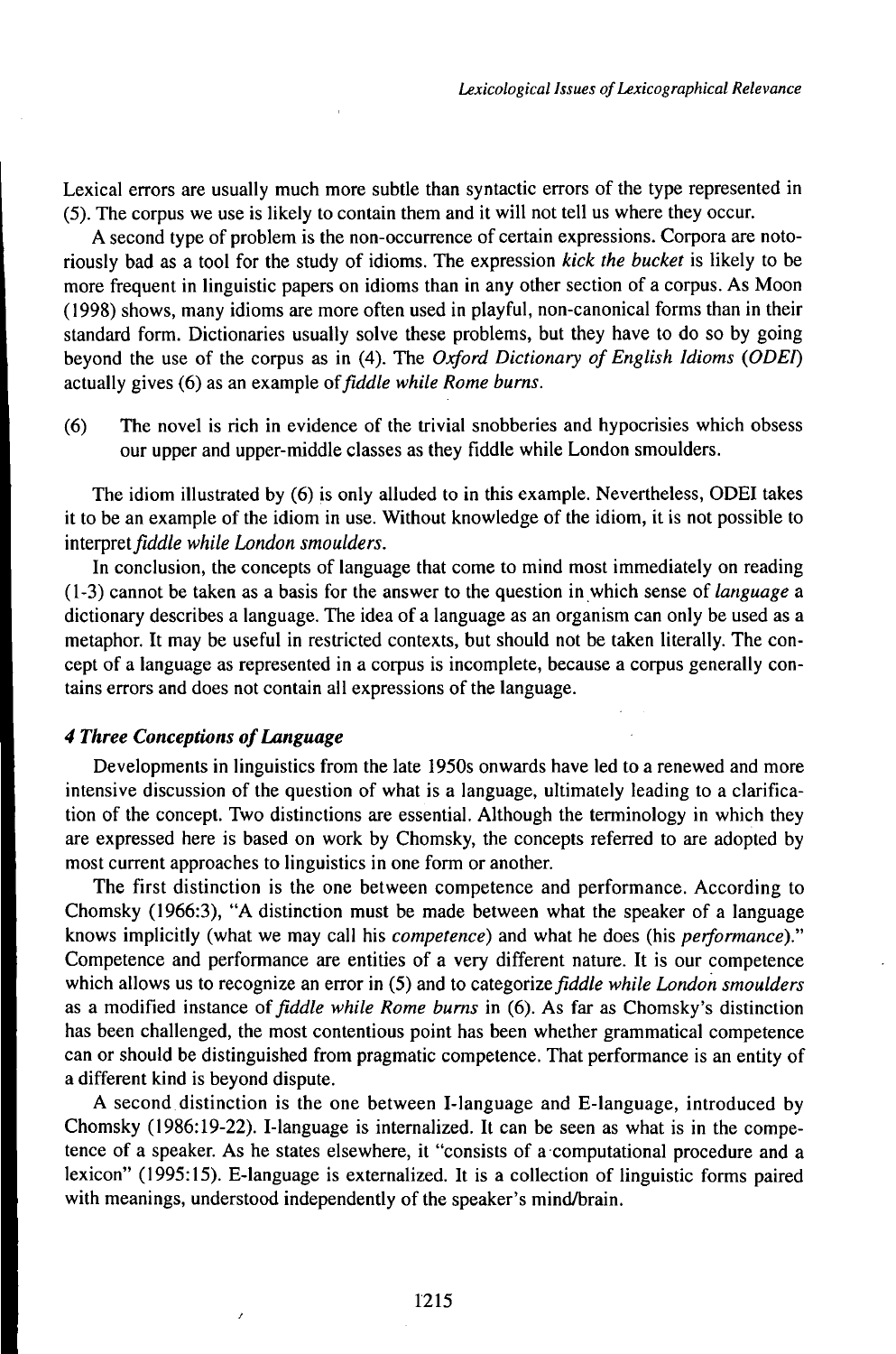Lexical errors are usually much more subtle than syntactic errors of the type represented in (5). The corpus we use is likely to contain them and it will not tell us where they occur.

A second type of problem is the non-occurrence of certain expressions. Corpora are notoriously bad as a tool for the study of idioms. The expression *kick the bucket* is likely to be more frequent in linguistic papers on idioms than in any other section of a corpus. As Moon (1998) shows, many idioms are more often used in playful, non-canonical forms than in their standard form. Dictionaries usually solve these problems, but they have to do so by going beyond the use of the corpus as in (4). The *Oxford Dictionary of English Idioms* (*ODEI*) actually gives (6) as an example of *fiddle while Rome burns*.

(6) The novel is rich in evidence of the trivial snobberies and hypocrisies which obsess our upper and upper-middle classes as they fiddle while London smoulders.

The idiom illustrated by (6) is only alluded to in this example. Nevertheless, ODEI takes it to be an example of the idiom in use. Without knowledge of the idiom, it is not possible to interpret *fiddle while London smoulders*.

In conclusion, the concepts of language that come to mind most immediately on reading (1-3) cannot be taken as a basis for the answer to the question in which sense of *language* a dictionary describes a language. The idea of a language as an organism can only be used as a metaphor. It may be useful in restricted contexts, but should not be taken literally. The concept of a language as represented in a corpus is incomplete, because a corpus generally contains errors and does not contain all expressions of the language.

### *4 Three Conceptions of Language*

Developments in linguistics from the late 1950s onwards have led to a renewed and more intensive discussion of the question of what is a language, ultimately leading to a clarification of the concept. Two distinctions are essential. Although the terminology in which they are expressed here is based on work by Chomsky, the concepts referred to are adopted by most current approaches to linguistics in one form or another.

The first distinction is the one between competence and performance. According to Chomsky (1966:3), "A distinction must be made between what the speaker of a language knows implicitly (what we may call his *competence*) and what he does (his *performance*)." Competence and performance are entities of a very different nature. It is our competence which allows us to recognize an error in (5) and to categorize *fiddle while London smoulders* as a modified instance of *fiddle while Rome burns* in (6). As far as Chomsky's distinction has been challenged, the most contentious point has been whether grammatical competence can or should be distinguished from pragmatic competence. That performance is an entity of a different kind is beyond dispute.

A second distinction is the one between I-language and E-language, introduced by Chomsky (1986:19-22). I-language is internalized. It can be seen as what is in the competence of a speaker. As he states elsewhere, it "consists of a computational procedure and a lexicon" (1995:15). E-language is externalized. It is a collection of linguistic forms paired with meanings, understood independently of the speaker's mind/brain.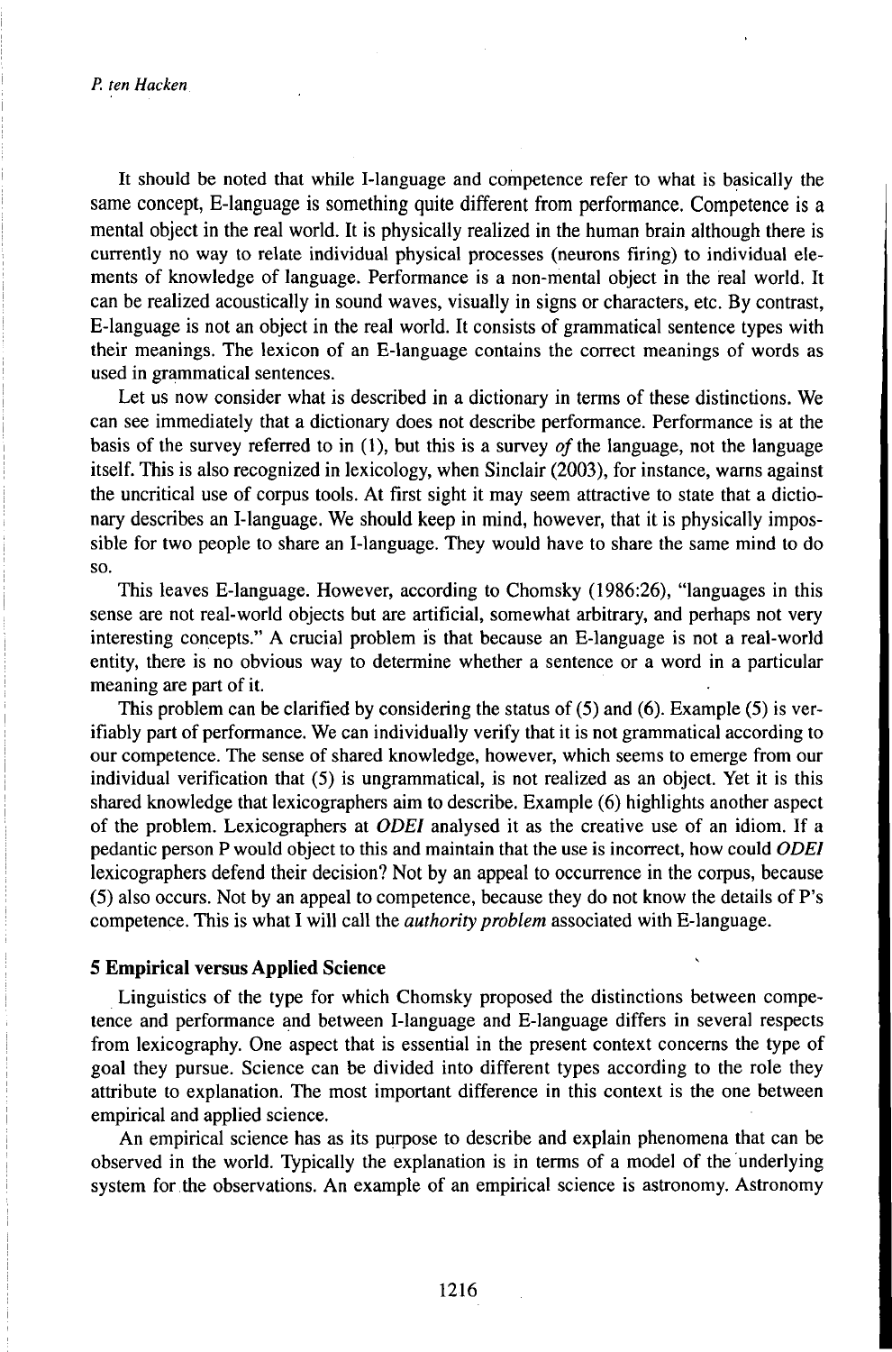It should be noted that while I-language and competence refer to what is basically the same concept, E-language is something quite different from performance. Competence is a mental object in the real world. It is physically realized in the human brain although there is currently no way to relate individual physical processes (neurons firing) to individual elements of knowledge of language. Performance is a non-mental object in the real world. It can be realized acoustically in sound waves, visually in signs or characters, etc. By contrast, E-language is not an object in the real world. It consists of grammatical sentence types with their meanings. The lexicon of an E-language contains the correct meanings of words as used in grammatical sentences.

Let us now consider what is described in a dictionary in terms of these distinctions. We can see immediately that a dictionary does not describe performance. Performance is at the basis of the survey referred to in (1), but this is a survey *of* the language, not the language itself. This is also recognized in lexicology, when Sinclair (2003), for instance, warns against the uncritical use of corpus tools. At first sight it may seem attractive to state that a dictionary describes an I-language. We should keep in mind, however, that it is physically impossible for two people to share an I-language. They would have to share the same mind to do so.

This leaves E-language. However, according to Chomsky (1986:26), "languages in this sense are not real-world objects but are artificial, somewhat arbitrary, and perhaps not very interesting concepts." A crucial problem is that because an E-language is not a real-world entity, there is no obvious way to determine whether a sentence or a word in a particular meaning are part of it.

This problem can be clarified by considering the status of (5) and (6). Example (5) is verifiably part of performance. We can individually verify that it is not grammatical according to our competence. The sense of shared knowledge, however, which seems to emerge from our individual verification that (5) is ungrammatical, is not realized as an object. Yet it is this shared knowledge that lexicographers aim to describe. Example (6) highlights another aspect of the problem. Lexicographers at *ODEI* analysed it as the creative use of an idiom. If a pedantic person P would object to this and maintain that the use is incorrect, how could *ODEI* lexicographers defend their decision? Not by an appeal to occurrence in the corpus, because (5) also occurs. Not by an appeal to competence, because they do not know the details of P's competence. This is what I will call the *authority problem* associated with E-language.

## 5 Empirical versus Applied Science

Linguistics of the type for which Chomsky proposed the distinctions between competence and performance and between I-language and E-language differs in several respects from lexicography. One aspect that is essential in the present context concerns the type of goal they pursue. Science can be divided into different types according to the role they attribute to explanation. The most important difference in this context is the one between empirical and applied science.

An empirical science has as its purpose to describe and explain phenomena that can be observed in the world. Typically the explanation is in terms of a model of the underlying system for the observations. An example of an empirical science is astronomy. Astronomy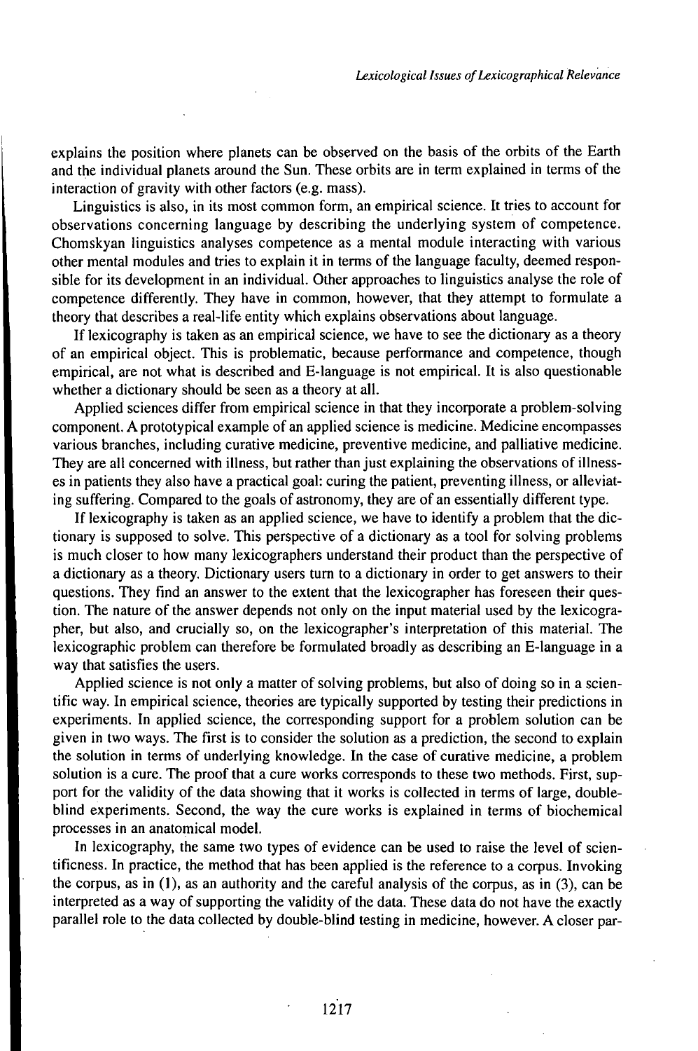explains the position where planets can be observed on the basis of the orbits of the Earth and the individual planets around the Sun. These orbits are in term explained in terms of the interaction of gravity with other factors (e.g. mass).

Linguistics is also, in its most common form, an empirical science. It tries to account for observations concerning language by describing the underlying system of competence. Chomskyan linguistics analyses competence as a mental module interacting with various other mental modules and tries to explain it in terms of the language faculty, deemed responsible for its development in an individual. Other approaches to linguistics analyse the role of competence differently. They have in common, however, that they attempt to formulate a theory that describes a real-life entity which explains observations about language.

If lexicography is taken as an empirical science, we have to see the dictionary as a theory of an empirical object. This is problematic, because performance and competence, though empirical, are not what is described and E-language is not empirical. It is also questionable whether a dictionary should be seen as a theory at all.

Applied sciences differ from empirical science in that they incorporate a problem-solving component. A prototypical example of an applied science is medicine. Medicine encompasses various branches, including curative medicine, preventive medicine, and palliative medicine. They are all concerned with illness, but rather than just explaining the observations of illnesses in patients they also have a practical goal: curing the patient, preventing illness, or alleviating suffering. Compared to the goals of astronomy, they are of an essentially different type.

If lexicography is taken as an applied science, we have to identify a problem that the dictionary is supposed to solve. This perspective of a dictionary as a tool for solving problems is much closer to how many lexicographers understand their product than the perspective of a dictionary as a theory. Dictionary users turn to a dictionary in order to get answers to their questions. They find an answer to the extent that the lexicographer has foreseen their question. The nature of the answer depends not only on the input material used by the lexicographer, but also, and crucially so, on the lexicographer's interpretation of this material. The lexicographic problem can therefore be formulated broadly as describing an E-language in a way that satisfies the users.

Applied science is not only a matter of solving problems, but also of doing so in a scientific way. In empirical science, theories are typically supported by testing their predictions in experiments. In applied science, the corresponding support for a problem solution can be given in two ways. The first is to consider the solution as a prediction, the second to explain the solution in terms of underlying knowledge. In the case of curative medicine, a problem solution is a cure. The proof that a cure works corresponds to these two methods. First, support for the validity of the data showing that it works is collected in terms of large, double-blind experiments. Second, the way the cure works is explained in terms of biochemical processes in an anatomical model.

In lexicography, the same two types of evidence can be used to raise the level of scientificness. In practice, the method that has been applied is the reference to a corpus. Invoking the corpus, as in (1), as an authority and the careful analysis of the corpus, as in (3), can be interpreted as a way of supporting the validity of the data. These data do not have the exactly parallel role to the data collected by double-blind testing in medicine, however. A closer par-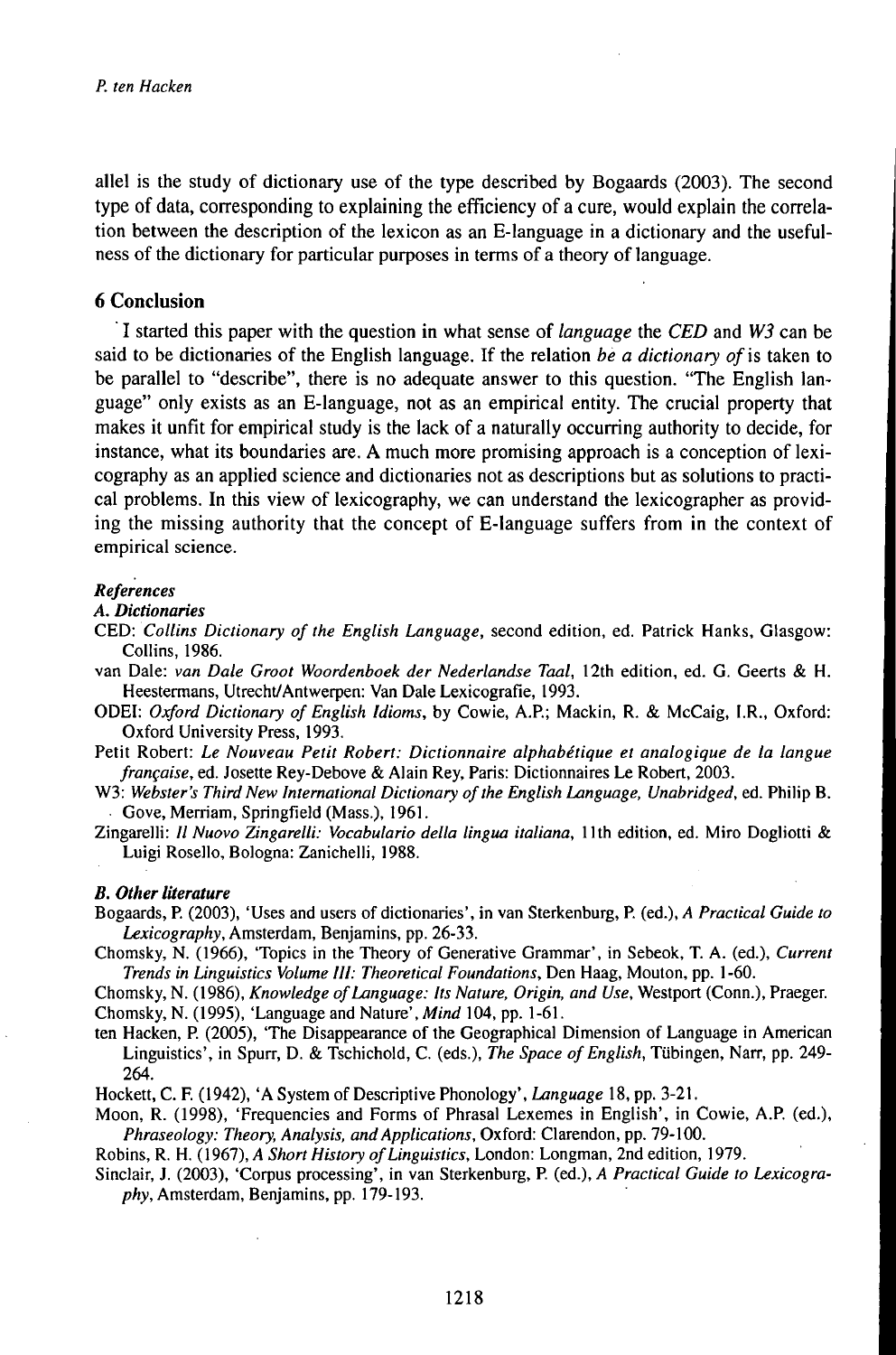allel is the study of dictionary use of the type described by Bogaards (2003). The second type of data, corresponding to explaining the efficiency of a cure, would explain the correlation between the description of the lexicon as an E-language in a dictionary and the usefulness of the dictionary for particular purposes in terms of a theory of language.

## 6 Conclusion

I started this paper with the question in what sense of *language* the *CED* and *W3* can be said to be dictionaries of the English language. If the relation *be a dictionary of* is taken to be parallel to "describe", there is no adequate answer to this question. "The English language" only exists as an E-language, not as an empirical entity. The crucial property that makes it unfit for empirical study is the lack of a naturally occurring authority to decide, for instance, what its boundaries are. A much more promising approach is a conception of lexicography as an applied science and dictionaries not as descriptions but as solutions to practical problems. In this view of lexicography, we can understand the lexicographer as providing the missing authority that the concept of E-language suffers from in the context of empirical science.

### *References*

#### *A. Dictionaries*

CED: *Collins Dictionary of the English Language*, second edition, ed. Patrick Hanks, Glasgow: Collins, 1986.

van Dale: *van Dale Groot Woordenboek der Nederlandse Taal*, 12th edition, ed. G. Geerts & H. Heestermans, Utrecht/Antwerpen: Van Dale Lexicografie, 1993.

ODEI: *Oxford Dictionary of English Idioms*, by Cowie, A.P.; Mackin, R. & McCaig, I.R., Oxford: Oxford University Press, 1993.

Petit Robert: *Le Nouveau Petit Robert: Dictionnaire alphabétique et analogique de la langue française*, ed. Josette Rey-Debove & Alain Rey, Paris: Dictionnaires Le Robert, 2003.

W3: *Webster's Third New International Dictionary of the English Language, Unabridged*, ed. Philip B. Gove, Merriam, Springfield (Mass.), 1961.

Zingarelli: *Il Nuovo Zingarelli: Vocabulario della lingua italiana*, 11th edition, ed. Miro Dogliotti & Luigi Rosello, Bologna: Zanichelli, 1988.

#### *B. Other literature*

Bogaards, P. (2003), 'Uses and users of dictionaries', in van Sterkenburg, P. (ed.), *A Practical Guide to Lexicography*, Amsterdam, Benjamins, pp. 26-33.

Chomsky, N. (1966), 'Topics in the Theory of Generative Grammar', in Sebeok, T. A. (ed.), *Current Trends in Linguistics Volume III: Theoretical Foundations*, Den Haag, Mouton, pp. 1-60.

Chomsky, N. (1986), *Knowledge of Language: Its Nature, Origin, and Use*, Westport (Conn.), Praeger.

Chomsky, N. (1995), 'Language and Nature', *Mind* 104, pp. 1-61.

ten Hacken, P. (2005), 'The Disappearance of the Geographical Dimension of Language in American Linguistics', in Spurr, D. & Tschichold, C. (eds.), *The Space of English*, Tübingen, Narr, pp. 249-264.

Hockett, C. F. (1942), 'A System of Descriptive Phonology', *Language* 18, pp. 3-21.

Moon, R. (1998), 'Frequencies and Forms of Phrasal Lexemes in English', in Cowie, A.P. (ed.), *Phraseology: Theory, Analysis, and Applications*, Oxford: Clarendon, pp. 79-100.

Robins, R. H. (1967), *A Short History of Linguistics*, London: Longman, 2nd edition, 1979.

Sinclair, J. (2003), 'Corpus processing', in van Sterkenburg, P. (ed.), *A Practical Guide to Lexicography*, Amsterdam, Benjamins, pp. 179-193.